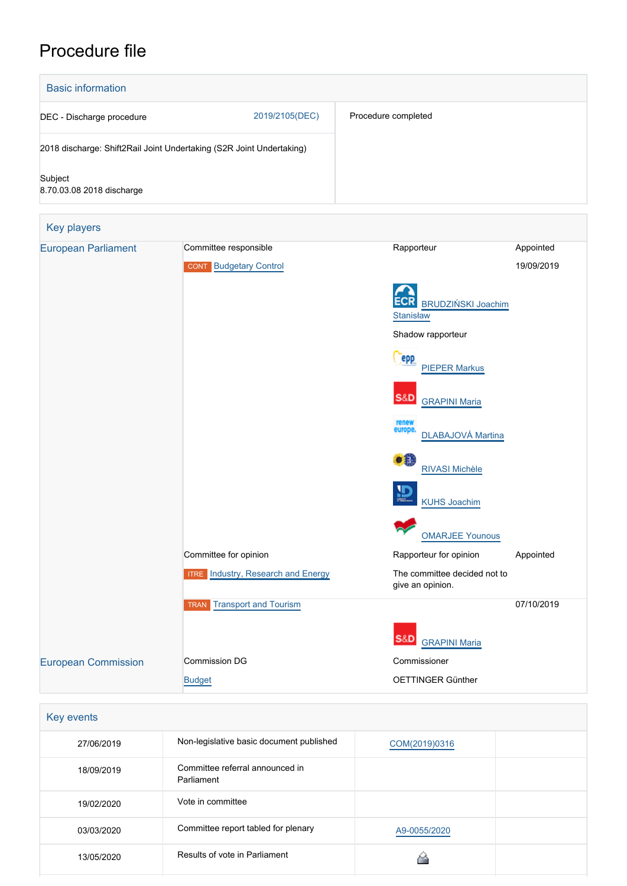# Procedure file

## Basic information

| | | |
|---|---|---|
| DEC - Discharge procedure | 2019/2105(DEC) | Procedure completed |
| 2018 discharge: Shift2Rail Joint Undertaking (S2R Joint Undertaking) | | |
| Subject<br>8.70.03.08 2018 discharge | | |

## Key players

| | | | |
|---|---|---|---|
| European Parliament | Committee responsible | Rapporteur | Appointed |
| | CONT Budgetary Control | | 19/09/2019 |
| | | ECR BRUDZIŃSKI Joachim Stanisław | |
| | | Shadow rapporteur | |
| | | EPP PIEPER Markus | |
| | | S&D GRAPINI Maria | |
| | | Renew Europe DLABAJOVÁ Martina | |
| | | Greens/EFA RIVASI Michèle | |
| | | ID KUHS Joachim | |
| | | GUE/NGL OMARJEE Younous | |
| | Committee for opinion | Rapporteur for opinion | Appointed |
| | ITRE Industry, Research and Energy | The committee decided not to give an opinion. | |
| | TRAN Transport and Tourism | | 07/10/2019 |
| | | S&D GRAPINI Maria | |
| European Commission | Commission DG | Commissioner | |
| | Budget | OETTINGER Günther | |

## Key events

| | | | |
|---|---|---|---|
| 27/06/2019 | Non-legislative basic document published | COM(2019)0316 | |
| 18/09/2019 | Committee referral announced in Parliament | | |
| 19/02/2020 | Vote in committee | | |
| 03/03/2020 | Committee report tabled for plenary | A9-0055/2020 | |
| 13/05/2020 | Results of vote in Parliament | | |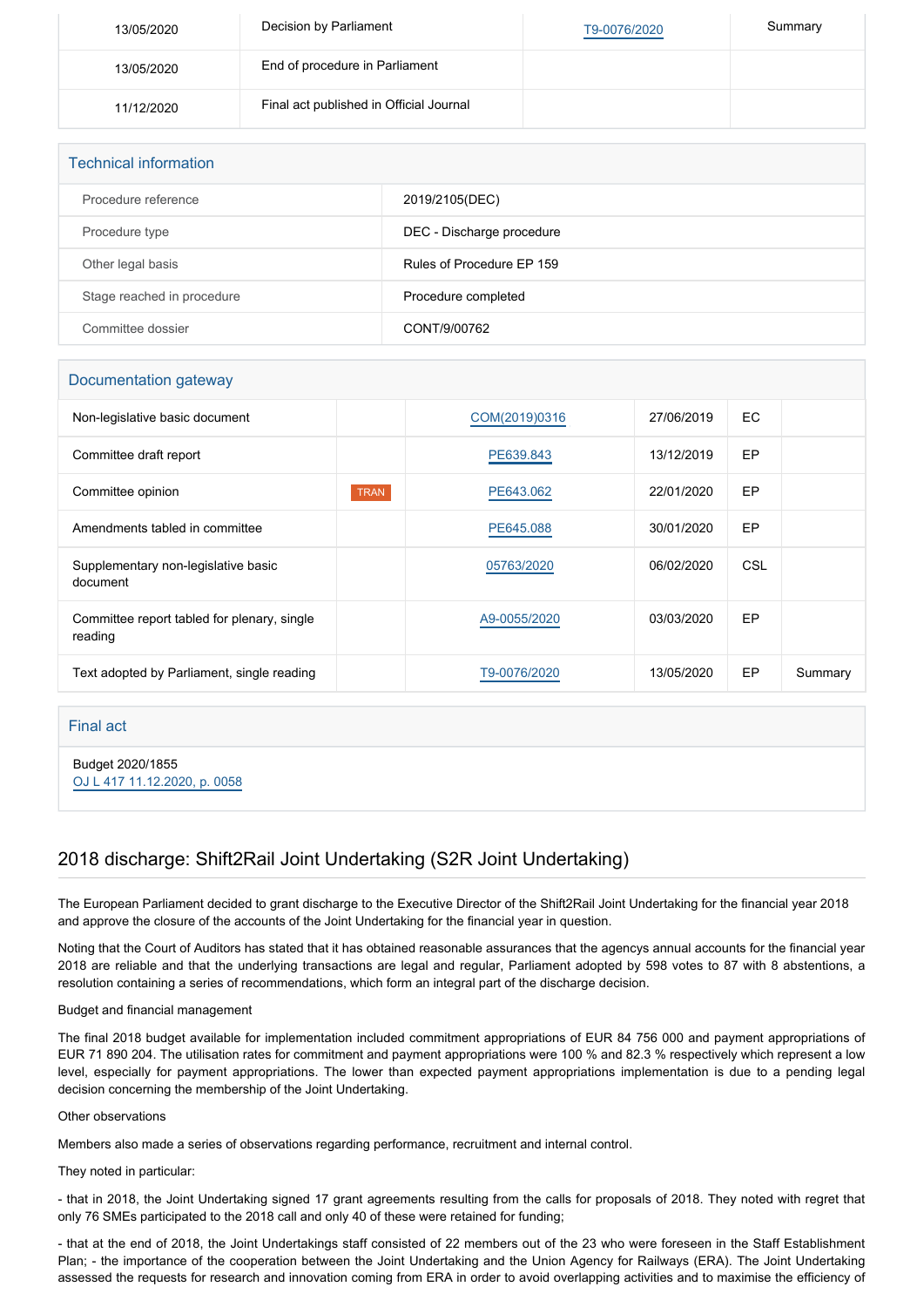| | | | |
|---|---|---|---|
| 13/05/2020 | Decision by Parliament | T9-0076/2020 | Summary |
| 13/05/2020 | End of procedure in Parliament | | |
| 11/12/2020 | Final act published in Official Journal | | |

## Technical information

| | |
|---|---|
| Procedure reference | 2019/2105(DEC) |
| Procedure type | DEC - Discharge procedure |
| Other legal basis | Rules of Procedure EP 159 |
| Stage reached in procedure | Procedure completed |
| Committee dossier | CONT/9/00762 |

## Documentation gateway

| | | | | | |
|---|---|---|---|---|---|
| Non-legislative basic document | | COM(2019)0316 | 27/06/2019 | EC | |
| Committee draft report | | PE639.843 | 13/12/2019 | EP | |
| Committee opinion | TRAN | PE643.062 | 22/01/2020 | EP | |
| Amendments tabled in committee | | PE645.088 | 30/01/2020 | EP | |
| Supplementary non-legislative basic document | | 05763/2020 | 06/02/2020 | CSL | |
| Committee report tabled for plenary, single reading | | A9-0055/2020 | 03/03/2020 | EP | |
| Text adopted by Parliament, single reading | | T9-0076/2020 | 13/05/2020 | EP | Summary |

## Final act

Budget 2020/1855
OJ L 417 11.12.2020, p. 0058

# 2018 discharge: Shift2Rail Joint Undertaking (S2R Joint Undertaking)

The European Parliament decided to grant discharge to the Executive Director of the Shift2Rail Joint Undertaking for the financial year 2018 and approve the closure of the accounts of the Joint Undertaking for the financial year in question.

Noting that the Court of Auditors has stated that it has obtained reasonable assurances that the agencys annual accounts for the financial year 2018 are reliable and that the underlying transactions are legal and regular, Parliament adopted by 598 votes to 87 with 8 abstentions, a resolution containing a series of recommendations, which form an integral part of the discharge decision.

Budget and financial management

The final 2018 budget available for implementation included commitment appropriations of EUR 84 756 000 and payment appropriations of EUR 71 890 204. The utilisation rates for commitment and payment appropriations were 100 % and 82.3 % respectively which represent a low level, especially for payment appropriations. The lower than expected payment appropriations implementation is due to a pending legal decision concerning the membership of the Joint Undertaking.

Other observations

Members also made a series of observations regarding performance, recruitment and internal control.

They noted in particular:

- that in 2018, the Joint Undertaking signed 17 grant agreements resulting from the calls for proposals of 2018. They noted with regret that only 76 SMEs participated to the 2018 call and only 40 of these were retained for funding;

- that at the end of 2018, the Joint Undertakings staff consisted of 22 members out of the 23 who were foreseen in the Staff Establishment Plan; - the importance of the cooperation between the Joint Undertaking and the Union Agency for Railways (ERA). The Joint Undertaking assessed the requests for research and innovation coming from ERA in order to avoid overlapping activities and to maximise the efficiency of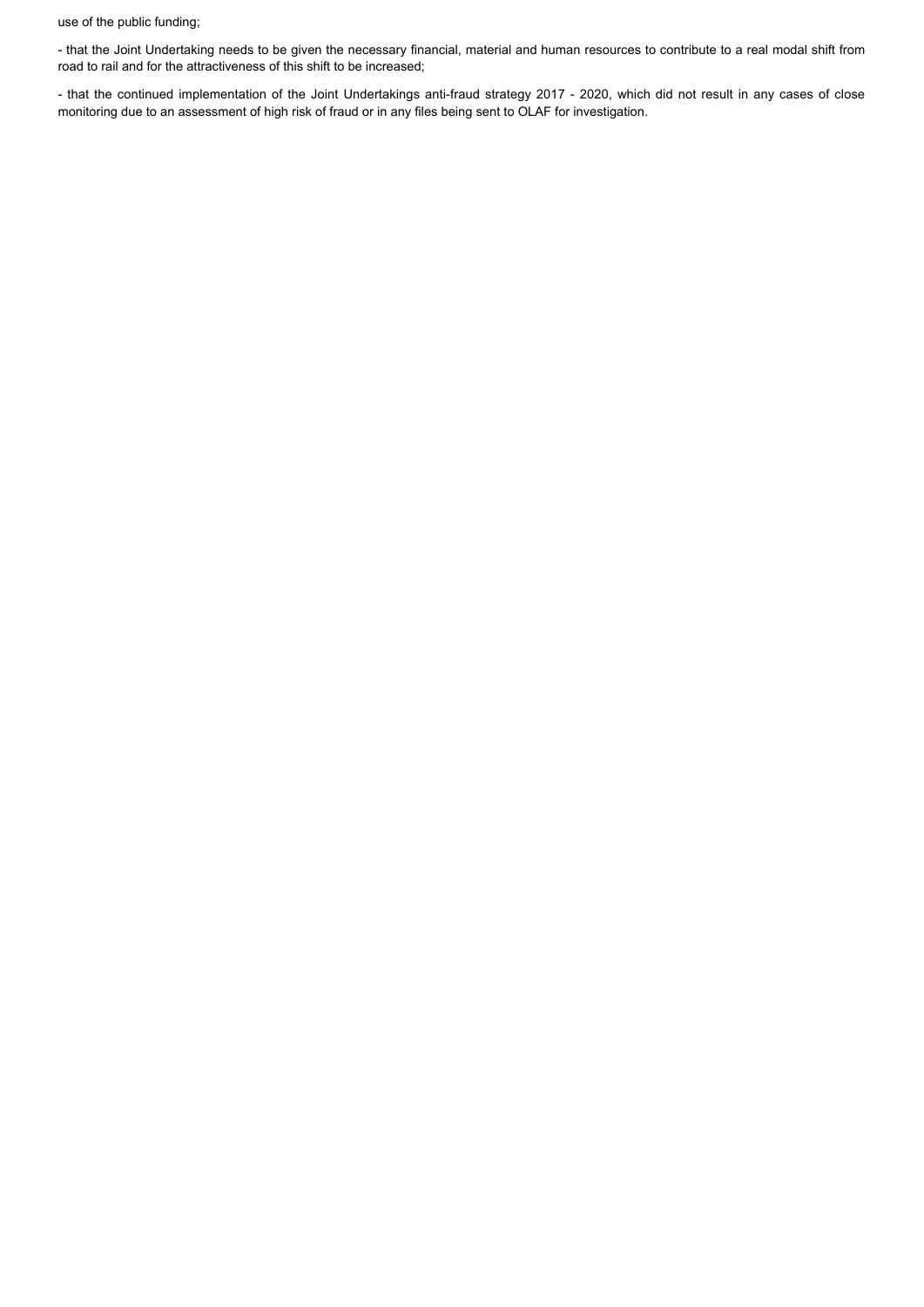use of the public funding;

- that the Joint Undertaking needs to be given the necessary financial, material and human resources to contribute to a real modal shift from road to rail and for the attractiveness of this shift to be increased;

- that the continued implementation of the Joint Undertakings anti-fraud strategy 2017 - 2020, which did not result in any cases of close monitoring due to an assessment of high risk of fraud or in any files being sent to OLAF for investigation.